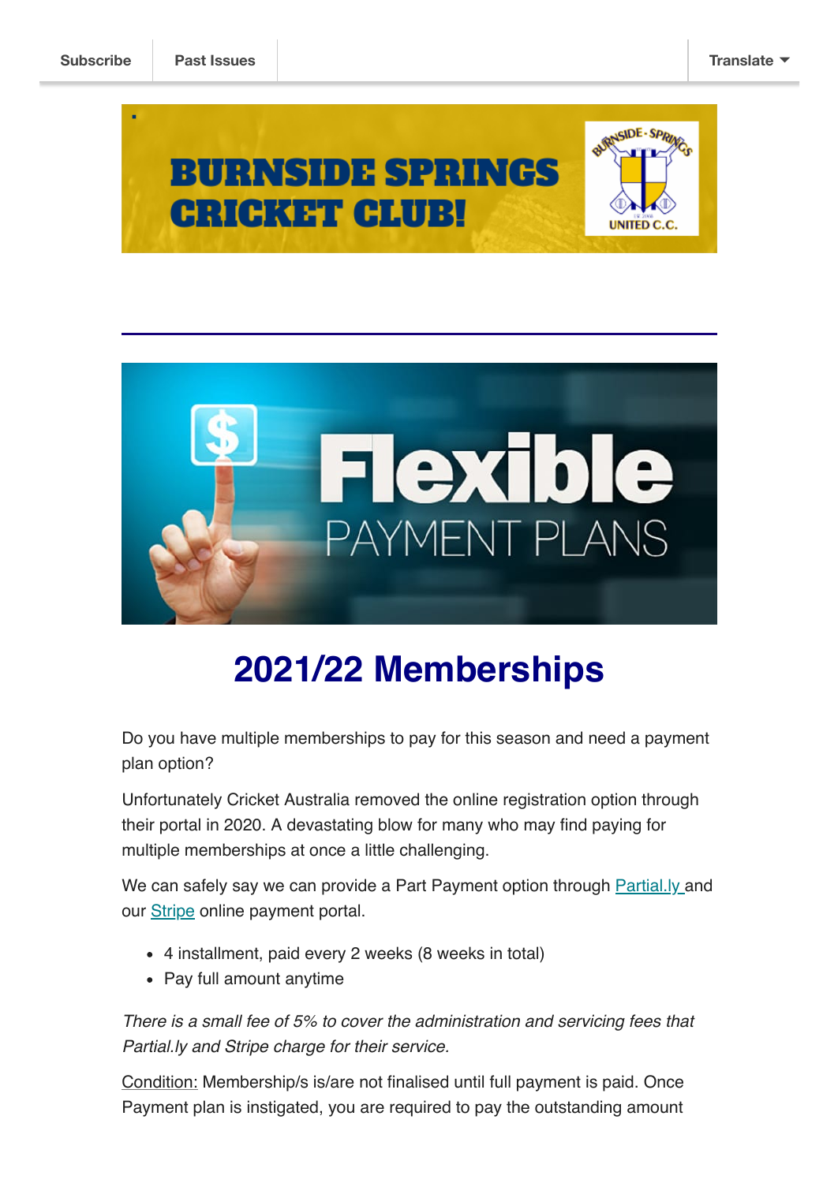Subscribe | Past Issues | Translate

BURNSIDE SPRINGS CRICKET CLUB!

# 2021/22 Memberships

Do you have multiple memberships to pay for this season and need a payment plan option?

Unfortunately Cricket Australia removed the online registration option through their portal in 2020. A devastating blow for many who may find paying for multiple memberships at once a little challenging.

We can safely say we can provide a Part Payment option through [Partial.ly](Partial.ly) and our [Stripe](Stripe) online payment portal.

- 4 installment, paid every 2 weeks (8 weeks in total)
- Pay full amount anytime

*There is a small fee of 5% to cover the administration and servicing fees that Partial.ly and Stripe charge for their service.*

Condition: Membership/s is/are not finalised until full payment is paid. Once Payment plan is instigated, you are required to pay the outstanding amount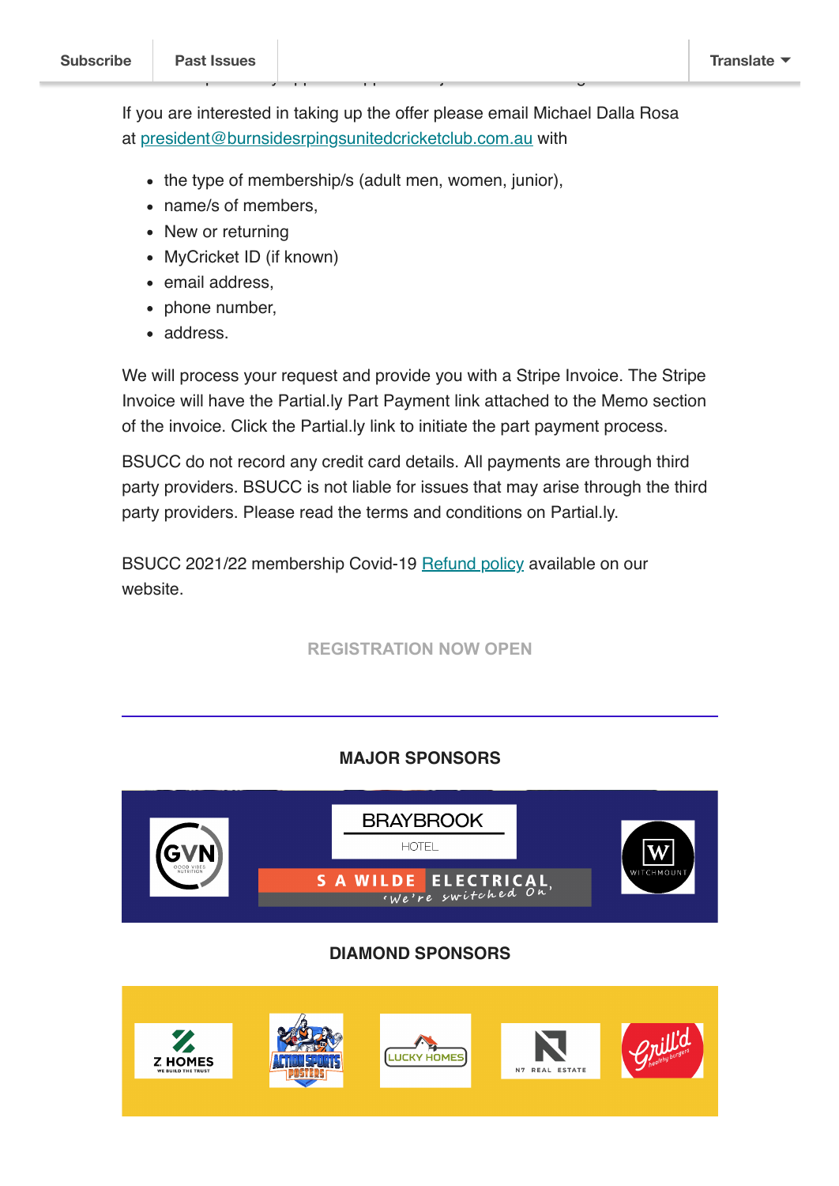If you are interested in taking up the offer please email Michael Dalla Rosa at president@burnsidesrpingsunitedcricketclub.com.au with

- the type of membership/s (adult men, women, junior),
- name/s of members,
- New or returning
- MyCricket ID (if known)
- email address,
- phone number,
- address.

We will process your request and provide you with a Stripe Invoice. The Stripe Invoice will have the Partial.ly Part Payment link attached to the Memo section of the invoice. Click the Partial.ly link to initiate the part payment process.

BSUCC do not record any credit card details. All payments are through third party providers. BSUCC is not liable for issues that may arise through the third party providers. Please read the terms and conditions on Partial.ly.

BSUCC 2021/22 membership Covid-19 Refund policy available on our website.

REGISTRATION NOW OPEN

---

## MAJOR SPONSORS

## DIAMOND SPONSORS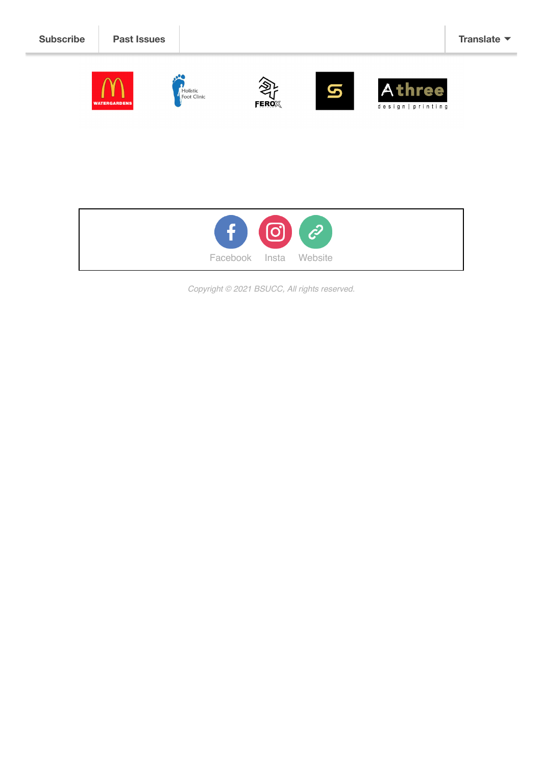Subscribe | Past Issues | Translate

Facebook Insta Website

*Copyright © 2021 BSUCC, All rights reserved.*